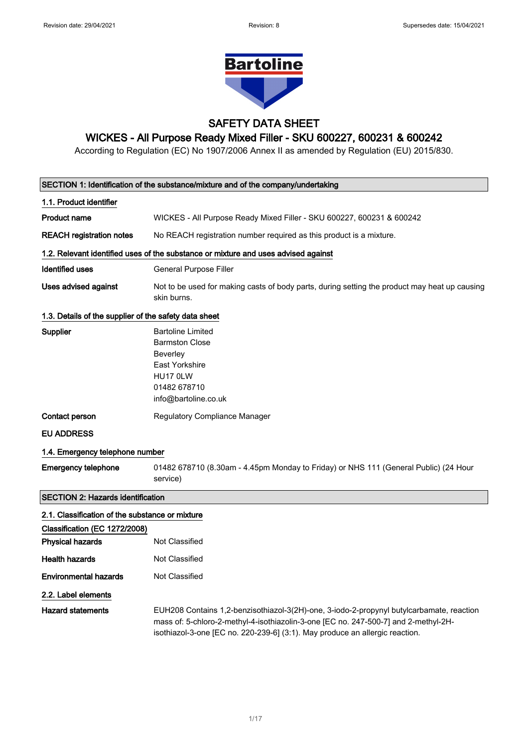Revision date: 29/04/2021 Revision: 8 Supersedes date: 15/04/2021

# SAFETY DATA SHEET

## WICKES - All Purpose Ready Mixed Filler - SKU 600227, 600231 & 600242

According to Regulation (EC) No 1907/2006 Annex II as amended by Regulation (EU) 2015/830.

## SECTION 1: Identification of the substance/mixture and of the company/undertaking

### 1.1. Product identifier

**Product name** WICKES - All Purpose Ready Mixed Filler - SKU 600227, 600231 & 600242

**REACH registration notes** No REACH registration number required as this product is a mixture.

### 1.2. Relevant identified uses of the substance or mixture and uses advised against

**Identified uses** General Purpose Filler

**Uses advised against** Not to be used for making casts of body parts, during setting the product may heat up causing skin burns.

### 1.3. Details of the supplier of the safety data sheet

**Supplier**
Bartoline Limited
Barmston Close
Beverley
East Yorkshire
HU17 0LW
01482 678710
info@bartoline.co.uk

**Contact person** Regulatory Compliance Manager

**EU ADDRESS**

### 1.4. Emergency telephone number

**Emergency telephone** 01482 678710 (8.30am - 4.45pm Monday to Friday) or NHS 111 (General Public) (24 Hour service)

## SECTION 2: Hazards identification

### 2.1. Classification of the substance or mixture

**Classification (EC 1272/2008)**

**Physical hazards** Not Classified

**Health hazards** Not Classified

**Environmental hazards** Not Classified

### 2.2. Label elements

**Hazard statements** EUH208 Contains 1,2-benzisothiazol-3(2H)-one, 3-iodo-2-propynyl butylcarbamate, reaction mass of: 5-chloro-2-methyl-4-isothiazolin-3-one [EC no. 247-500-7] and 2-methyl-2H-isothiazol-3-one [EC no. 220-239-6] (3:1). May produce an allergic reaction.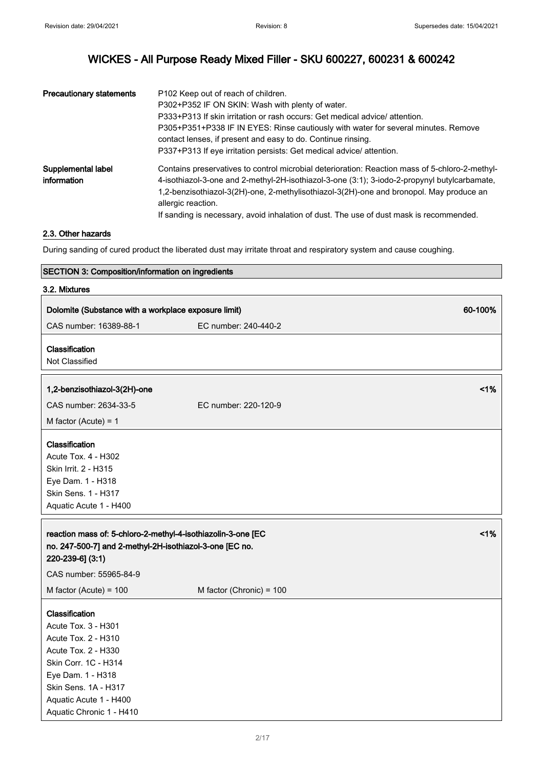| Precautionary statements | P102 Keep out of reach of children.<br>P302+P352 IF ON SKIN: Wash with plenty of water.<br>P333+P313 If skin irritation or rash occurs: Get medical advice/ attention.<br>P305+P351+P338 IF IN EYES: Rinse cautiously with water for several minutes. Remove contact lenses, if present and easy to do. Continue rinsing.<br>P337+P313 If eye irritation persists: Get medical advice/ attention. |
|---|---|
| Supplemental label information | Contains preservatives to control microbial deterioration: Reaction mass of 5-chloro-2-methyl-4-isothiazol-3-one and 2-methyl-2H-isothiazol-3-one (3:1); 3-iodo-2-propynyl butylcarbamate, 1,2-benzisothiazol-3(2H)-one, 2-methylisothiazol-3(2H)-one and bronopol. May produce an allergic reaction.<br>If sanding is necessary, avoid inhalation of dust. The use of dust mask is recommended. |

### 2.3. Other hazards

During sanding of cured product the liberated dust may irritate throat and respiratory system and cause coughing.

## SECTION 3: Composition/information on ingredients

### 3.2. Mixtures

**Dolomite (Substance with a workplace exposure limit)** — 60-100%

CAS number: 16389-88-1 | EC number: 240-440-2

**Classification**
Not Classified

**1,2-benzisothiazol-3(2H)-one** — <1%

CAS number: 2634-33-5 | EC number: 220-120-9

M factor (Acute) = 1

**Classification**
Acute Tox. 4 - H302
Skin Irrit. 2 - H315
Eye Dam. 1 - H318
Skin Sens. 1 - H317
Aquatic Acute 1 - H400

**reaction mass of: 5-chloro-2-methyl-4-isothiazolin-3-one [EC no. 247-500-7] and 2-methyl-2H-isothiazol-3-one [EC no. 220-239-6] (3:1)** — <1%

CAS number: 55965-84-9

M factor (Acute) = 100 | M factor (Chronic) = 100

**Classification**
Acute Tox. 3 - H301
Acute Tox. 2 - H310
Acute Tox. 2 - H330
Skin Corr. 1C - H314
Eye Dam. 1 - H318
Skin Sens. 1A - H317
Aquatic Acute 1 - H400
Aquatic Chronic 1 - H410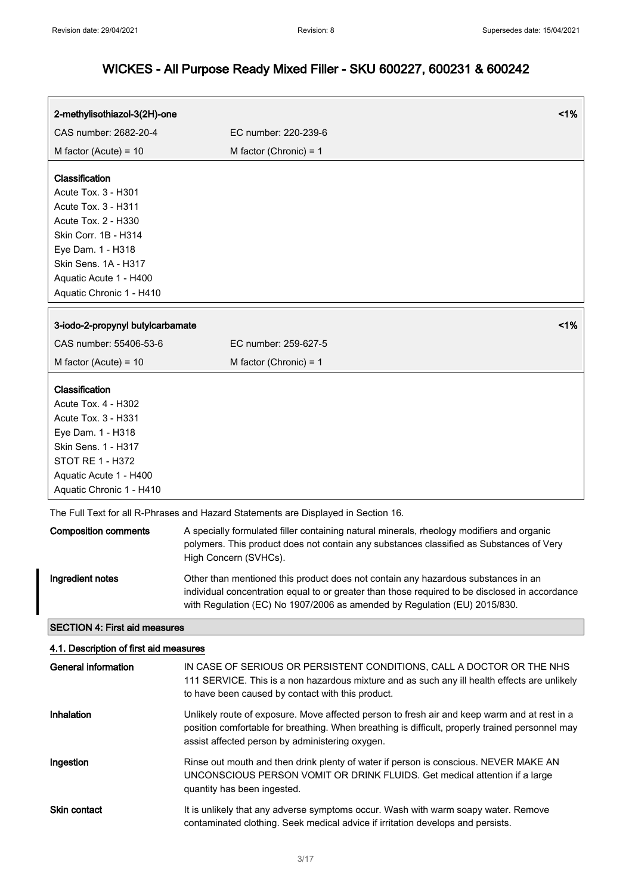| 2-methylisothiazol-3(2H)-one | | <1% |
|---|---|---|
| CAS number: 2682-20-4 | EC number: 220-239-6 | |
| M factor (Acute) = 10 | M factor (Chronic) = 1 | |

**Classification**
Acute Tox. 3 - H301
Acute Tox. 3 - H311
Acute Tox. 2 - H330
Skin Corr. 1B - H314
Eye Dam. 1 - H318
Skin Sens. 1A - H317
Aquatic Acute 1 - H400
Aquatic Chronic 1 - H410

| 3-iodo-2-propynyl butylcarbamate | | <1% |
|---|---|---|
| CAS number: 55406-53-6 | EC number: 259-627-5 | |
| M factor (Acute) = 10 | M factor (Chronic) = 1 | |

**Classification**
Acute Tox. 4 - H302
Acute Tox. 3 - H331
Eye Dam. 1 - H318
Skin Sens. 1 - H317
STOT RE 1 - H372
Aquatic Acute 1 - H400
Aquatic Chronic 1 - H410

The Full Text for all R-Phrases and Hazard Statements are Displayed in Section 16.

**Composition comments** A specially formulated filler containing natural minerals, rheology modifiers and organic polymers. This product does not contain any substances classified as Substances of Very High Concern (SVHCs).

**Ingredient notes** Other than mentioned this product does not contain any hazardous substances in an individual concentration equal to or greater than those required to be disclosed in accordance with Regulation (EC) No 1907/2006 as amended by Regulation (EU) 2015/830.

## SECTION 4: First aid measures

### 4.1. Description of first aid measures

**General information** IN CASE OF SERIOUS OR PERSISTENT CONDITIONS, CALL A DOCTOR OR THE NHS 111 SERVICE. This is a non hazardous mixture and as such any ill health effects are unlikely to have been caused by contact with this product.

**Inhalation** Unlikely route of exposure. Move affected person to fresh air and keep warm and at rest in a position comfortable for breathing. When breathing is difficult, properly trained personnel may assist affected person by administering oxygen.

**Ingestion** Rinse out mouth and then drink plenty of water if person is conscious. NEVER MAKE AN UNCONSCIOUS PERSON VOMIT OR DRINK FLUIDS. Get medical attention if a large quantity has been ingested.

**Skin contact** It is unlikely that any adverse symptoms occur. Wash with warm soapy water. Remove contaminated clothing. Seek medical advice if irritation develops and persists.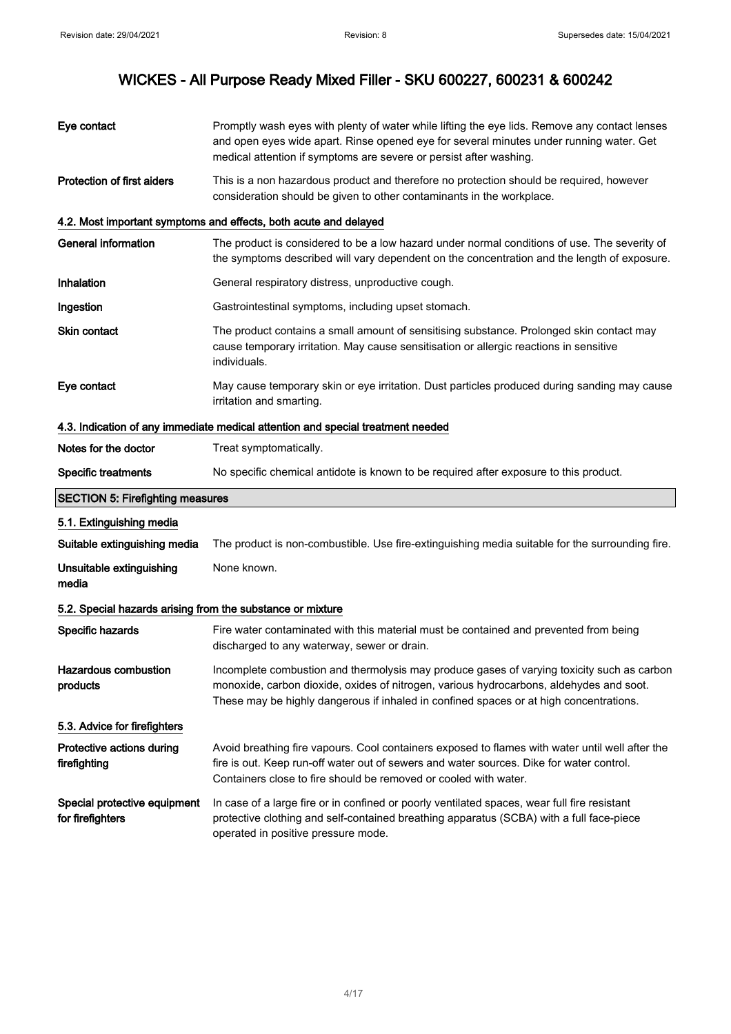| | |
|---|---|
| **Eye contact** | Promptly wash eyes with plenty of water while lifting the eye lids. Remove any contact lenses and open eyes wide apart. Rinse opened eye for several minutes under running water. Get medical attention if symptoms are severe or persist after washing. |
| **Protection of first aiders** | This is a non hazardous product and therefore no protection should be required, however consideration should be given to other contaminants in the workplace. |

### 4.2. Most important symptoms and effects, both acute and delayed

| | |
|---|---|
| **General information** | The product is considered to be a low hazard under normal conditions of use. The severity of the symptoms described will vary dependent on the concentration and the length of exposure. |
| **Inhalation** | General respiratory distress, unproductive cough. |
| **Ingestion** | Gastrointestinal symptoms, including upset stomach. |
| **Skin contact** | The product contains a small amount of sensitising substance. Prolonged skin contact may cause temporary irritation. May cause sensitisation or allergic reactions in sensitive individuals. |
| **Eye contact** | May cause temporary skin or eye irritation. Dust particles produced during sanding may cause irritation and smarting. |

### 4.3. Indication of any immediate medical attention and special treatment needed

| | |
|---|---|
| **Notes for the doctor** | Treat symptomatically. |
| **Specific treatments** | No specific chemical antidote is known to be required after exposure to this product. |

## SECTION 5: Firefighting measures

### 5.1. Extinguishing media

| | |
|---|---|
| **Suitable extinguishing media** | The product is non-combustible. Use fire-extinguishing media suitable for the surrounding fire. |
| **Unsuitable extinguishing media** | None known. |

### 5.2. Special hazards arising from the substance or mixture

| | |
|---|---|
| **Specific hazards** | Fire water contaminated with this material must be contained and prevented from being discharged to any waterway, sewer or drain. |
| **Hazardous combustion products** | Incomplete combustion and thermolysis may produce gases of varying toxicity such as carbon monoxide, carbon dioxide, oxides of nitrogen, various hydrocarbons, aldehydes and soot. These may be highly dangerous if inhaled in confined spaces or at high concentrations. |

### 5.3. Advice for firefighters

| | |
|---|---|
| **Protective actions during firefighting** | Avoid breathing fire vapours. Cool containers exposed to flames with water until well after the fire is out. Keep run-off water out of sewers and water sources. Dike for water control. Containers close to fire should be removed or cooled with water. |
| **Special protective equipment for firefighters** | In case of a large fire or in confined or poorly ventilated spaces, wear full fire resistant protective clothing and self-contained breathing apparatus (SCBA) with a full face-piece operated in positive pressure mode. |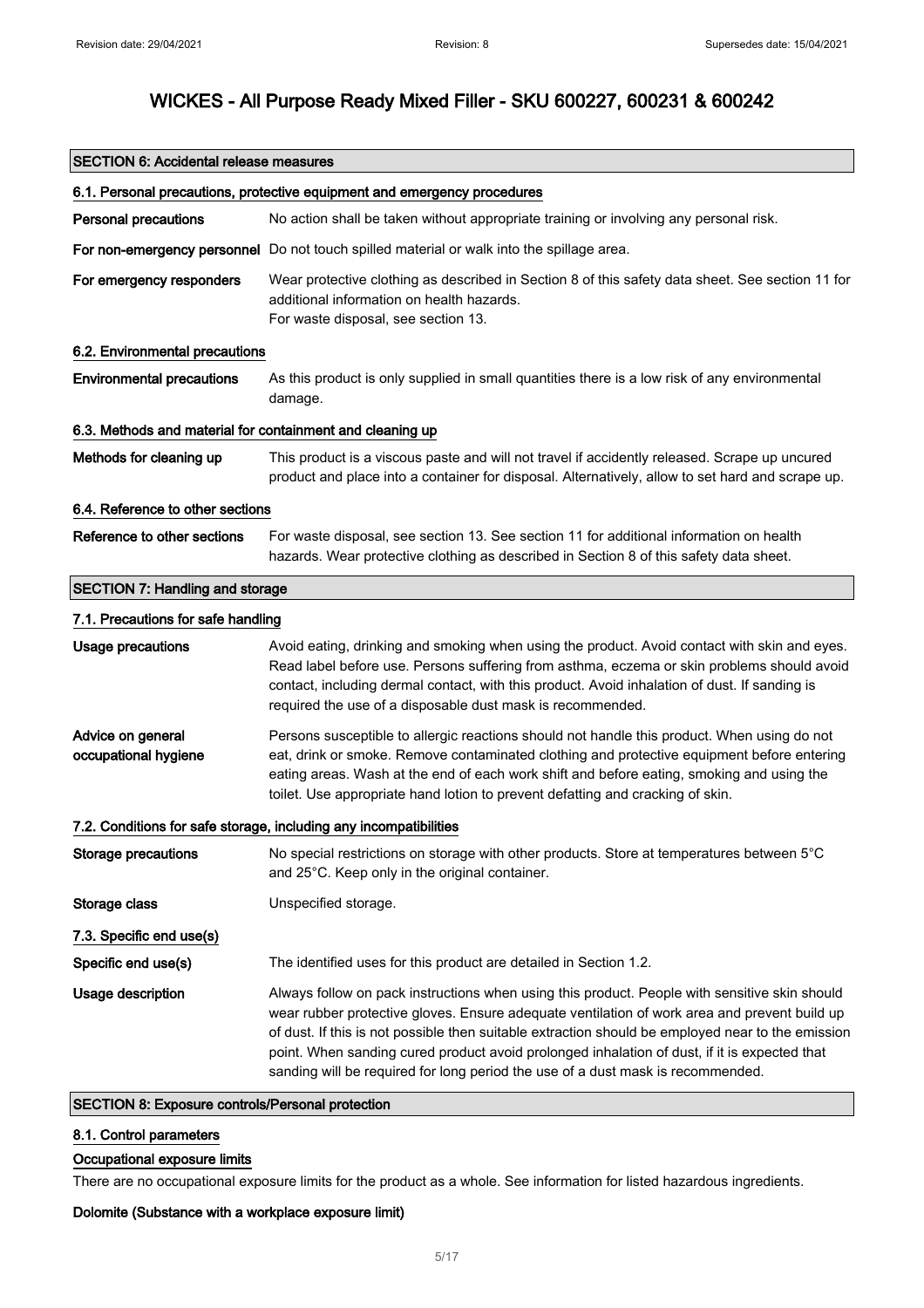# WICKES - All Purpose Ready Mixed Filler - SKU 600227, 600231 & 600242

## SECTION 6: Accidental release measures

### 6.1. Personal precautions, protective equipment and emergency procedures

**Personal precautions** No action shall be taken without appropriate training or involving any personal risk.

**For non-emergency personnel** Do not touch spilled material or walk into the spillage area.

**For emergency responders** Wear protective clothing as described in Section 8 of this safety data sheet. See section 11 for additional information on health hazards.
For waste disposal, see section 13.

### 6.2. Environmental precautions

**Environmental precautions** As this product is only supplied in small quantities there is a low risk of any environmental damage.

### 6.3. Methods and material for containment and cleaning up

**Methods for cleaning up** This product is a viscous paste and will not travel if accidently released. Scrape up uncured product and place into a container for disposal. Alternatively, allow to set hard and scrape up.

### 6.4. Reference to other sections

**Reference to other sections** For waste disposal, see section 13. See section 11 for additional information on health hazards. Wear protective clothing as described in Section 8 of this safety data sheet.

## SECTION 7: Handling and storage

### 7.1. Precautions for safe handling

**Usage precautions** Avoid eating, drinking and smoking when using the product. Avoid contact with skin and eyes. Read label before use. Persons suffering from asthma, eczema or skin problems should avoid contact, including dermal contact, with this product. Avoid inhalation of dust. If sanding is required the use of a disposable dust mask is recommended.

**Advice on general occupational hygiene** Persons susceptible to allergic reactions should not handle this product. When using do not eat, drink or smoke. Remove contaminated clothing and protective equipment before entering eating areas. Wash at the end of each work shift and before eating, smoking and using the toilet. Use appropriate hand lotion to prevent defatting and cracking of skin.

### 7.2. Conditions for safe storage, including any incompatibilities

**Storage precautions** No special restrictions on storage with other products. Store at temperatures between 5°C and 25°C. Keep only in the original container.

**Storage class** Unspecified storage.

### 7.3. Specific end use(s)

**Specific end use(s)** The identified uses for this product are detailed in Section 1.2.

**Usage description** Always follow on pack instructions when using this product. People with sensitive skin should wear rubber protective gloves. Ensure adequate ventilation of work area and prevent build up of dust. If this is not possible then suitable extraction should be employed near to the emission point. When sanding cured product avoid prolonged inhalation of dust, if it is expected that sanding will be required for long period the use of a dust mask is recommended.

## SECTION 8: Exposure controls/Personal protection

### 8.1. Control parameters

**Occupational exposure limits**

There are no occupational exposure limits for the product as a whole. See information for listed hazardous ingredients.

**Dolomite (Substance with a workplace exposure limit)**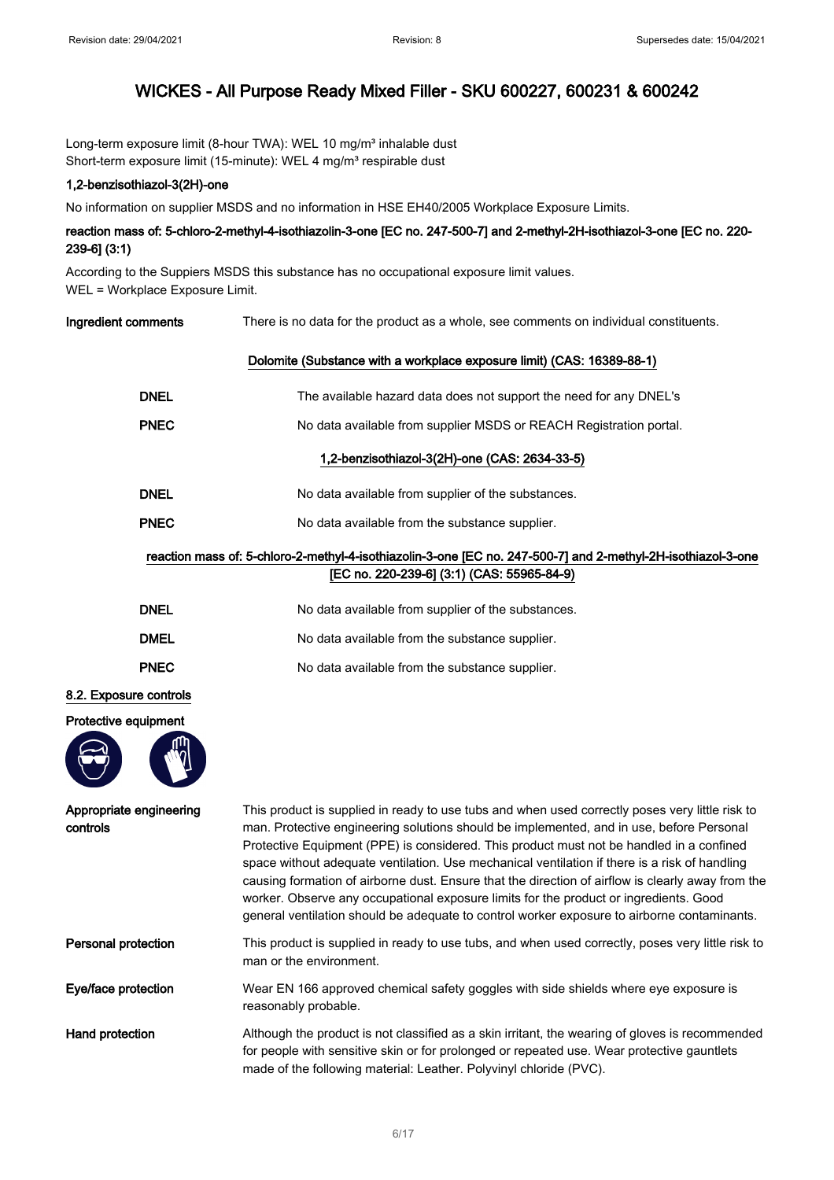Long-term exposure limit (8-hour TWA): WEL 10 mg/m³ inhalable dust
Short-term exposure limit (15-minute): WEL 4 mg/m³ respirable dust

**1,2-benzisothiazol-3(2H)-one**

No information on supplier MSDS and no information in HSE EH40/2005 Workplace Exposure Limits.

**reaction mass of: 5-chloro-2-methyl-4-isothiazolin-3-one [EC no. 247-500-7] and 2-methyl-2H-isothiazol-3-one [EC no. 220-239-6] (3:1)**

According to the Suppiers MSDS this substance has no occupational exposure limit values.
WEL = Workplace Exposure Limit.

**Ingredient comments** There is no data for the product as a whole, see comments on individual constituents.

**Dolomite (Substance with a workplace exposure limit) (CAS: 16389-88-1)**

| | |
|---|---|
| **DNEL** | The available hazard data does not support the need for any DNEL's |
| **PNEC** | No data available from supplier MSDS or REACH Registration portal. |

**1,2-benzisothiazol-3(2H)-one (CAS: 2634-33-5)**

| | |
|---|---|
| **DNEL** | No data available from supplier of the substances. |
| **PNEC** | No data available from the substance supplier. |

**reaction mass of: 5-chloro-2-methyl-4-isothiazolin-3-one [EC no. 247-500-7] and 2-methyl-2H-isothiazol-3-one [EC no. 220-239-6] (3:1) (CAS: 55965-84-9)**

| | |
|---|---|
| **DNEL** | No data available from supplier of the substances. |
| **DMEL** | No data available from the substance supplier. |
| **PNEC** | No data available from the substance supplier. |

## 8.2. Exposure controls

**Protective equipment**

**Appropriate engineering controls**

This product is supplied in ready to use tubs and when used correctly poses very little risk to man. Protective engineering solutions should be implemented, and in use, before Personal Protective Equipment (PPE) is considered. This product must not be handled in a confined space without adequate ventilation. Use mechanical ventilation if there is a risk of handling causing formation of airborne dust. Ensure that the direction of airflow is clearly away from the worker. Observe any occupational exposure limits for the product or ingredients. Good general ventilation should be adequate to control worker exposure to airborne contaminants.

**Personal protection**

This product is supplied in ready to use tubs, and when used correctly, poses very little risk to man or the environment.

**Eye/face protection**

Wear EN 166 approved chemical safety goggles with side shields where eye exposure is reasonably probable.

**Hand protection**

Although the product is not classified as a skin irritant, the wearing of gloves is recommended for people with sensitive skin or for prolonged or repeated use. Wear protective gauntlets made of the following material: Leather. Polyvinyl chloride (PVC).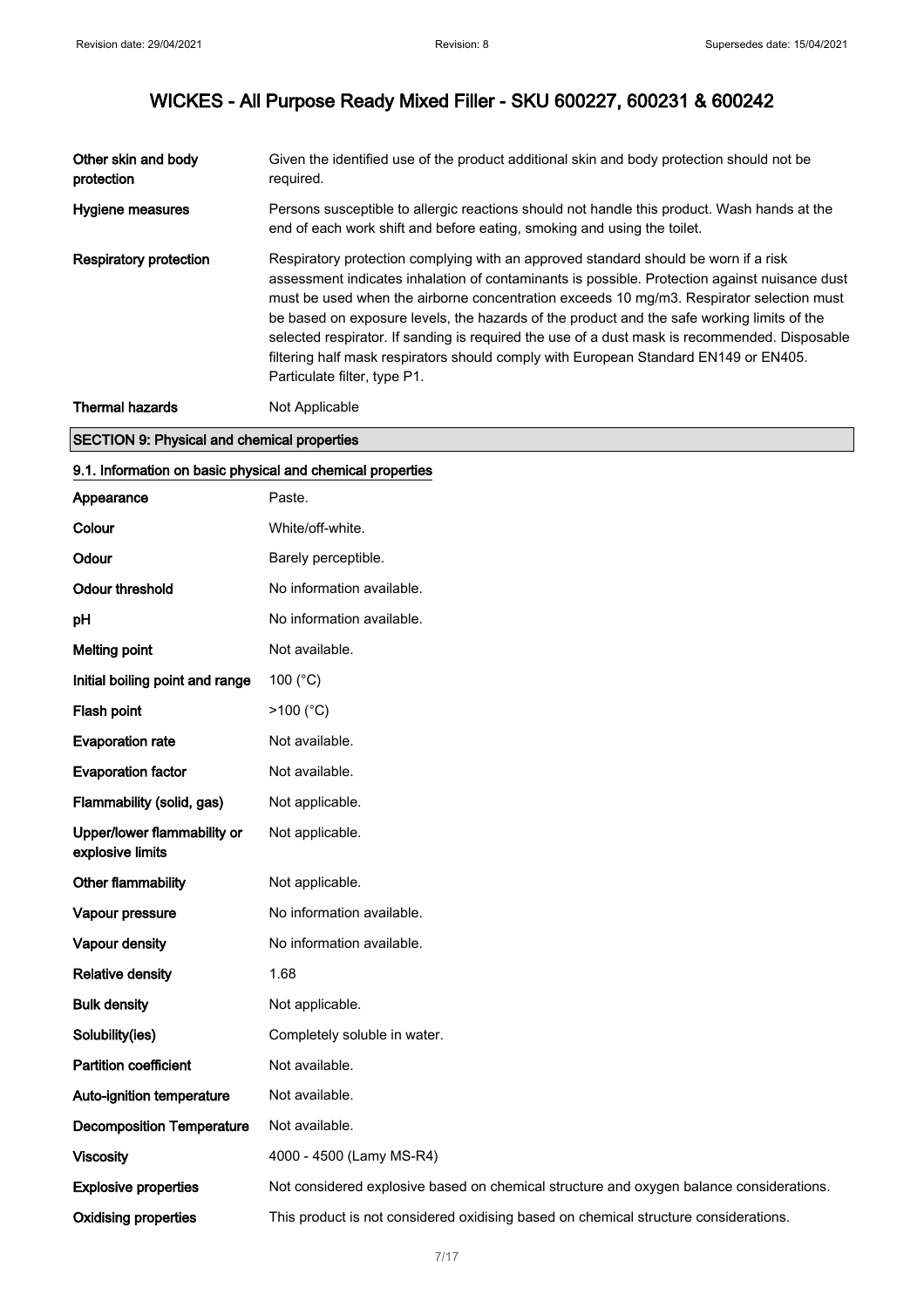| | |
|---|---|
| **Other skin and body protection** | Given the identified use of the product additional skin and body protection should not be required. |
| **Hygiene measures** | Persons susceptible to allergic reactions should not handle this product. Wash hands at the end of each work shift and before eating, smoking and using the toilet. |
| **Respiratory protection** | Respiratory protection complying with an approved standard should be worn if a risk assessment indicates inhalation of contaminants is possible. Protection against nuisance dust must be used when the airborne concentration exceeds 10 mg/m3. Respirator selection must be based on exposure levels, the hazards of the product and the safe working limits of the selected respirator. If sanding is required the use of a dust mask is recommended. Disposable filtering half mask respirators should comply with European Standard EN149 or EN405. Particulate filter, type P1. |
| **Thermal hazards** | Not Applicable |

## SECTION 9: Physical and chemical properties

### 9.1. Information on basic physical and chemical properties

| | |
|---|---|
| **Appearance** | Paste. |
| **Colour** | White/off-white. |
| **Odour** | Barely perceptible. |
| **Odour threshold** | No information available. |
| **pH** | No information available. |
| **Melting point** | Not available. |
| **Initial boiling point and range** | 100 (°C) |
| **Flash point** | >100 (°C) |
| **Evaporation rate** | Not available. |
| **Evaporation factor** | Not available. |
| **Flammability (solid, gas)** | Not applicable. |
| **Upper/lower flammability or explosive limits** | Not applicable. |
| **Other flammability** | Not applicable. |
| **Vapour pressure** | No information available. |
| **Vapour density** | No information available. |
| **Relative density** | 1.68 |
| **Bulk density** | Not applicable. |
| **Solubility(ies)** | Completely soluble in water. |
| **Partition coefficient** | Not available. |
| **Auto-ignition temperature** | Not available. |
| **Decomposition Temperature** | Not available. |
| **Viscosity** | 4000 - 4500 (Lamy MS-R4) |
| **Explosive properties** | Not considered explosive based on chemical structure and oxygen balance considerations. |
| **Oxidising properties** | This product is not considered oxidising based on chemical structure considerations. |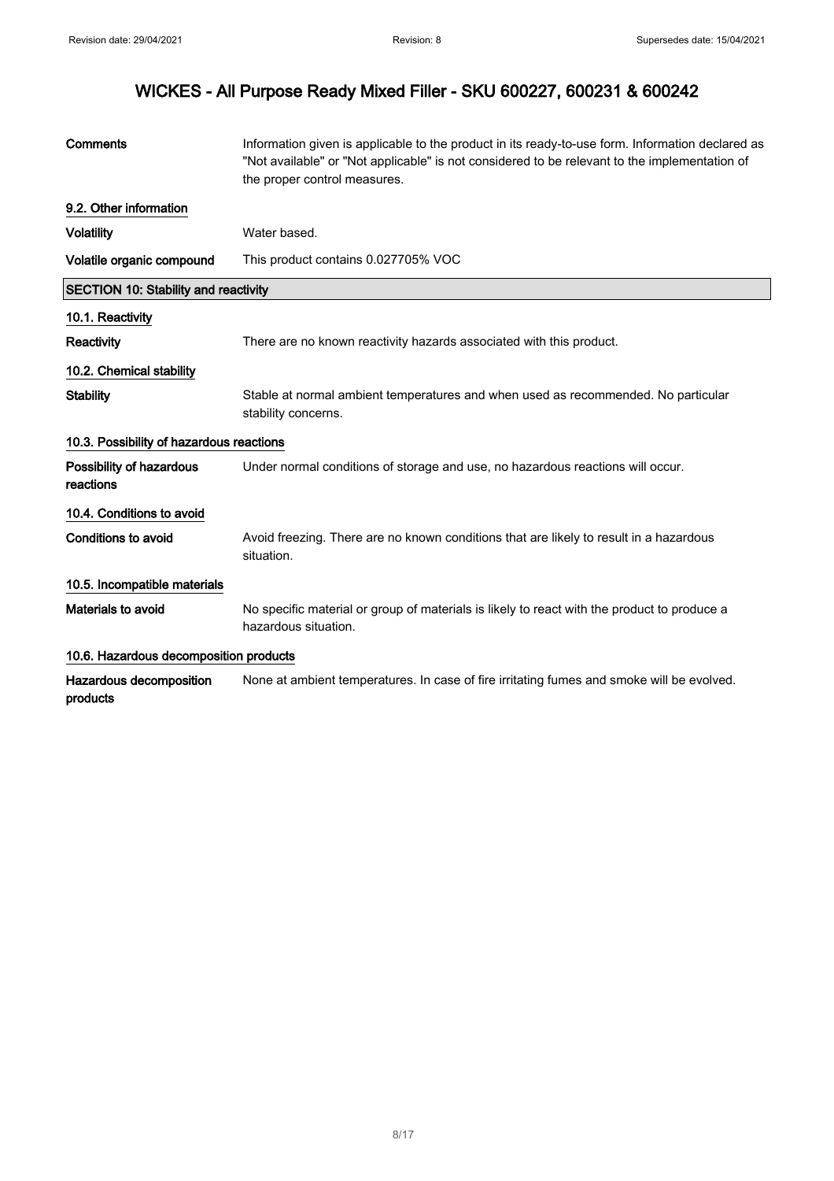| | |
|---|---|
| **Comments** | Information given is applicable to the product in its ready-to-use form. Information declared as "Not available" or "Not applicable" is not considered to be relevant to the implementation of the proper control measures. |

### 9.2. Other information

| | |
|---|---|
| **Volatility** | Water based. |
| **Volatile organic compound** | This product contains 0.027705% VOC |

## SECTION 10: Stability and reactivity

### 10.1. Reactivity

| | |
|---|---|
| **Reactivity** | There are no known reactivity hazards associated with this product. |

### 10.2. Chemical stability

| | |
|---|---|
| **Stability** | Stable at normal ambient temperatures and when used as recommended. No particular stability concerns. |

### 10.3. Possibility of hazardous reactions

| | |
|---|---|
| **Possibility of hazardous reactions** | Under normal conditions of storage and use, no hazardous reactions will occur. |

### 10.4. Conditions to avoid

| | |
|---|---|
| **Conditions to avoid** | Avoid freezing. There are no known conditions that are likely to result in a hazardous situation. |

### 10.5. Incompatible materials

| | |
|---|---|
| **Materials to avoid** | No specific material or group of materials is likely to react with the product to produce a hazardous situation. |

### 10.6. Hazardous decomposition products

| | |
|---|---|
| **Hazardous decomposition products** | None at ambient temperatures. In case of fire irritating fumes and smoke will be evolved. |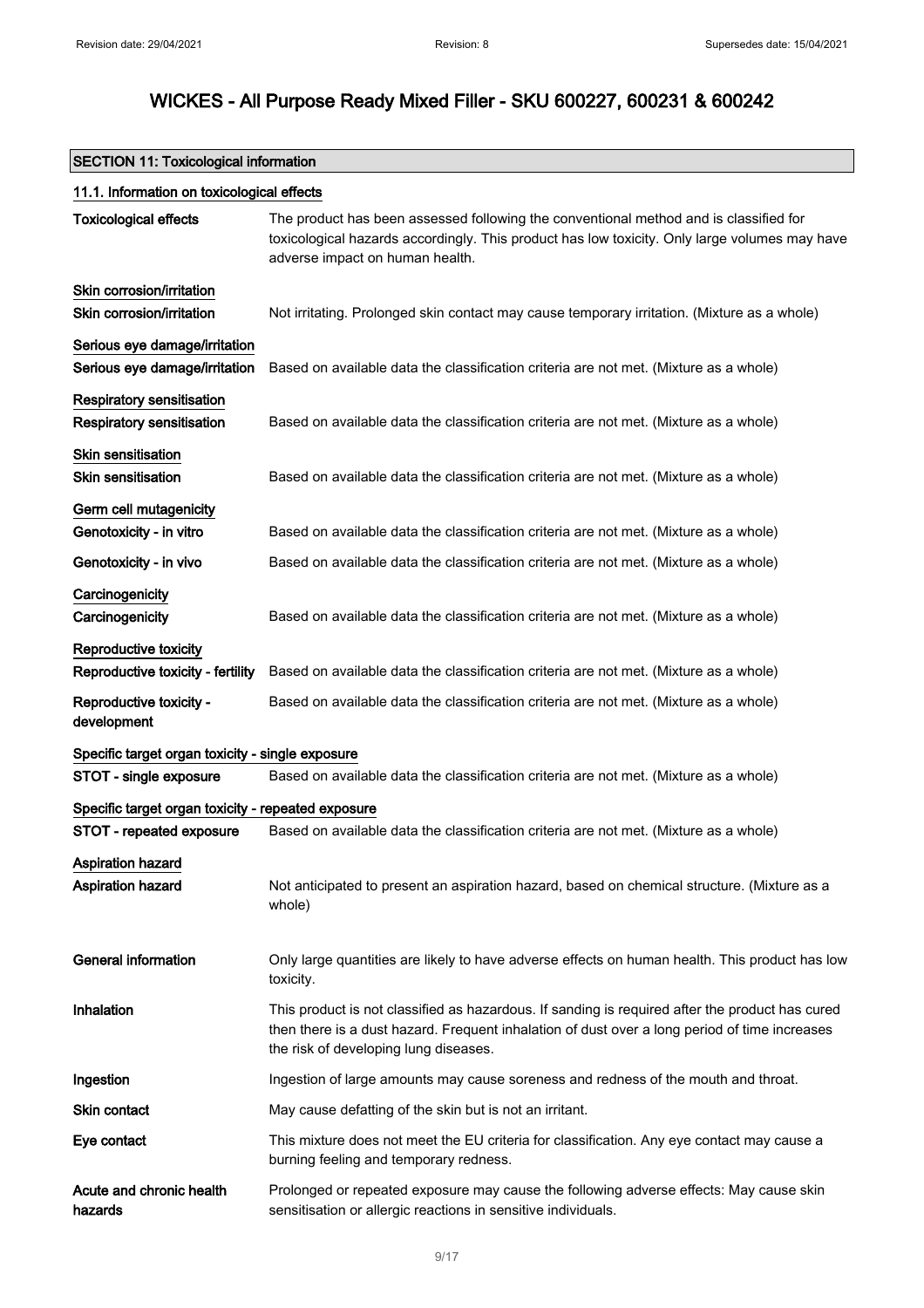# WICKES - All Purpose Ready Mixed Filler - SKU 600227, 600231 & 600242

## SECTION 11: Toxicological information

### 11.1. Information on toxicological effects

**Toxicological effects** The product has been assessed following the conventional method and is classified for toxicological hazards accordingly. This product has low toxicity. Only large volumes may have adverse impact on human health.

**Skin corrosion/irritation**

**Skin corrosion/irritation** Not irritating. Prolonged skin contact may cause temporary irritation. (Mixture as a whole)

**Serious eye damage/irritation**

**Serious eye damage/irritation** Based on available data the classification criteria are not met. (Mixture as a whole)

**Respiratory sensitisation**

**Respiratory sensitisation** Based on available data the classification criteria are not met. (Mixture as a whole)

**Skin sensitisation**

**Skin sensitisation** Based on available data the classification criteria are not met. (Mixture as a whole)

**Germ cell mutagenicity**

**Genotoxicity - in vitro** Based on available data the classification criteria are not met. (Mixture as a whole)

**Genotoxicity - in vivo** Based on available data the classification criteria are not met. (Mixture as a whole)

**Carcinogenicity**

**Carcinogenicity** Based on available data the classification criteria are not met. (Mixture as a whole)

**Reproductive toxicity**

**Reproductive toxicity - fertility** Based on available data the classification criteria are not met. (Mixture as a whole)

**Reproductive toxicity - development** Based on available data the classification criteria are not met. (Mixture as a whole)

**Specific target organ toxicity - single exposure**

**STOT - single exposure** Based on available data the classification criteria are not met. (Mixture as a whole)

**Specific target organ toxicity - repeated exposure**

**STOT - repeated exposure** Based on available data the classification criteria are not met. (Mixture as a whole)

**Aspiration hazard**

**Aspiration hazard** Not anticipated to present an aspiration hazard, based on chemical structure. (Mixture as a whole)

**General information** Only large quantities are likely to have adverse effects on human health. This product has low toxicity.

**Inhalation** This product is not classified as hazardous. If sanding is required after the product has cured then there is a dust hazard. Frequent inhalation of dust over a long period of time increases the risk of developing lung diseases.

**Ingestion** Ingestion of large amounts may cause soreness and redness of the mouth and throat.

**Skin contact** May cause defatting of the skin but is not an irritant.

**Eye contact** This mixture does not meet the EU criteria for classification. Any eye contact may cause a burning feeling and temporary redness.

**Acute and chronic health hazards** Prolonged or repeated exposure may cause the following adverse effects: May cause skin sensitisation or allergic reactions in sensitive individuals.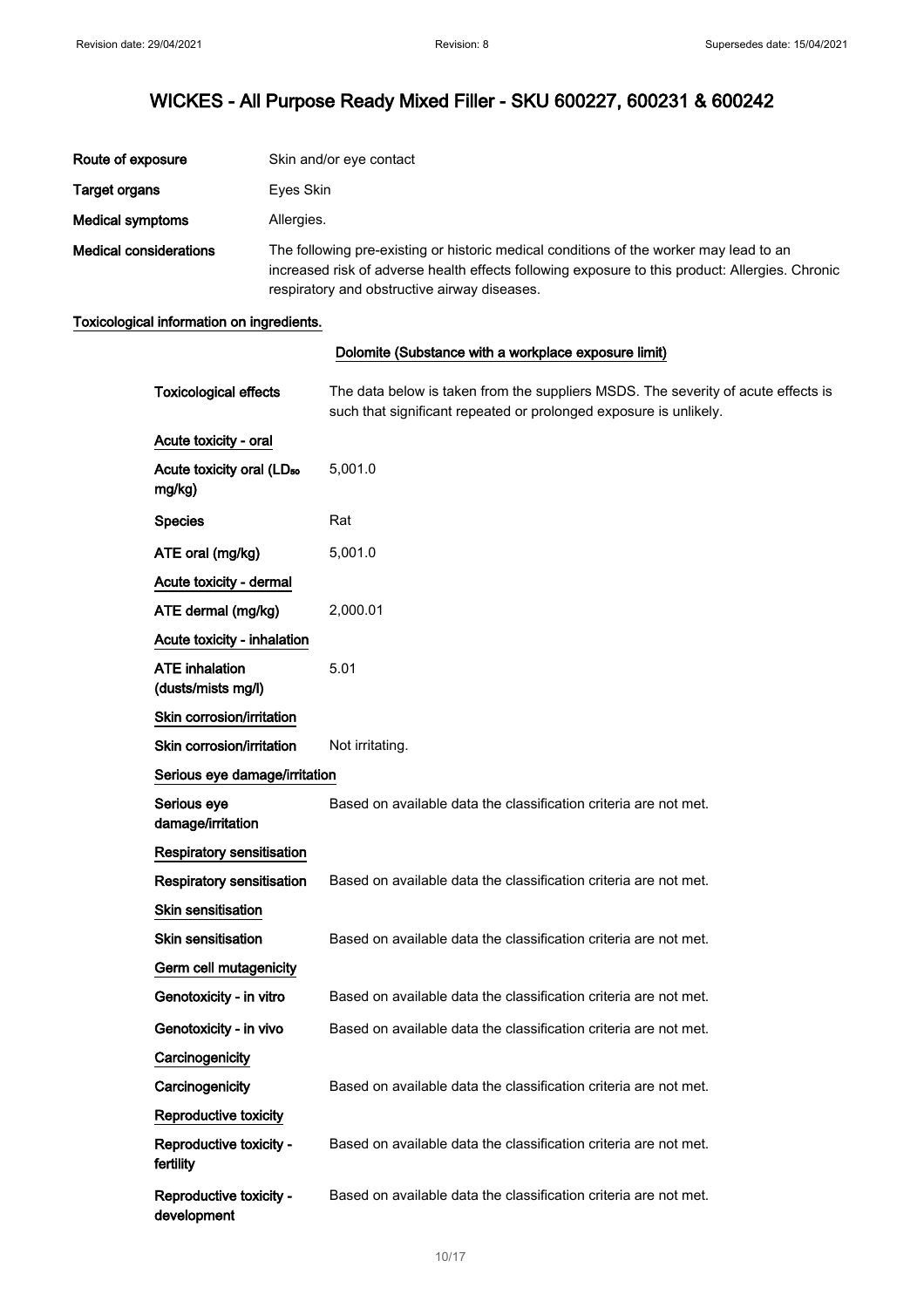# WICKES - All Purpose Ready Mixed Filler - SKU 600227, 600231 & 600242

| | |
|---|---|
| **Route of exposure** | Skin and/or eye contact |
| **Target organs** | Eyes Skin |
| **Medical symptoms** | Allergies. |
| **Medical considerations** | The following pre-existing or historic medical conditions of the worker may lead to an increased risk of adverse health effects following exposure to this product: Allergies. Chronic respiratory and obstructive airway diseases. |

**Toxicological information on ingredients.**

**Dolomite (Substance with a workplace exposure limit)**

| | |
|---|---|
| **Toxicological effects** | The data below is taken from the suppliers MSDS. The severity of acute effects is such that significant repeated or prolonged exposure is unlikely. |
| **Acute toxicity - oral** | |
| **Acute toxicity oral ($LD_{50}$ mg/kg)** | 5,001.0 |
| **Species** | Rat |
| **ATE oral (mg/kg)** | 5,001.0 |
| **Acute toxicity - dermal** | |
| **ATE dermal (mg/kg)** | 2,000.01 |
| **Acute toxicity - inhalation** | |
| **ATE inhalation (dusts/mists mg/l)** | 5.01 |
| **Skin corrosion/irritation** | |
| **Skin corrosion/irritation** | Not irritating. |
| **Serious eye damage/irritation** | |
| **Serious eye damage/irritation** | Based on available data the classification criteria are not met. |
| **Respiratory sensitisation** | |
| **Respiratory sensitisation** | Based on available data the classification criteria are not met. |
| **Skin sensitisation** | |
| **Skin sensitisation** | Based on available data the classification criteria are not met. |
| **Germ cell mutagenicity** | |
| **Genotoxicity - in vitro** | Based on available data the classification criteria are not met. |
| **Genotoxicity - in vivo** | Based on available data the classification criteria are not met. |
| **Carcinogenicity** | |
| **Carcinogenicity** | Based on available data the classification criteria are not met. |
| **Reproductive toxicity** | |
| **Reproductive toxicity - fertility** | Based on available data the classification criteria are not met. |
| **Reproductive toxicity - development** | Based on available data the classification criteria are not met. |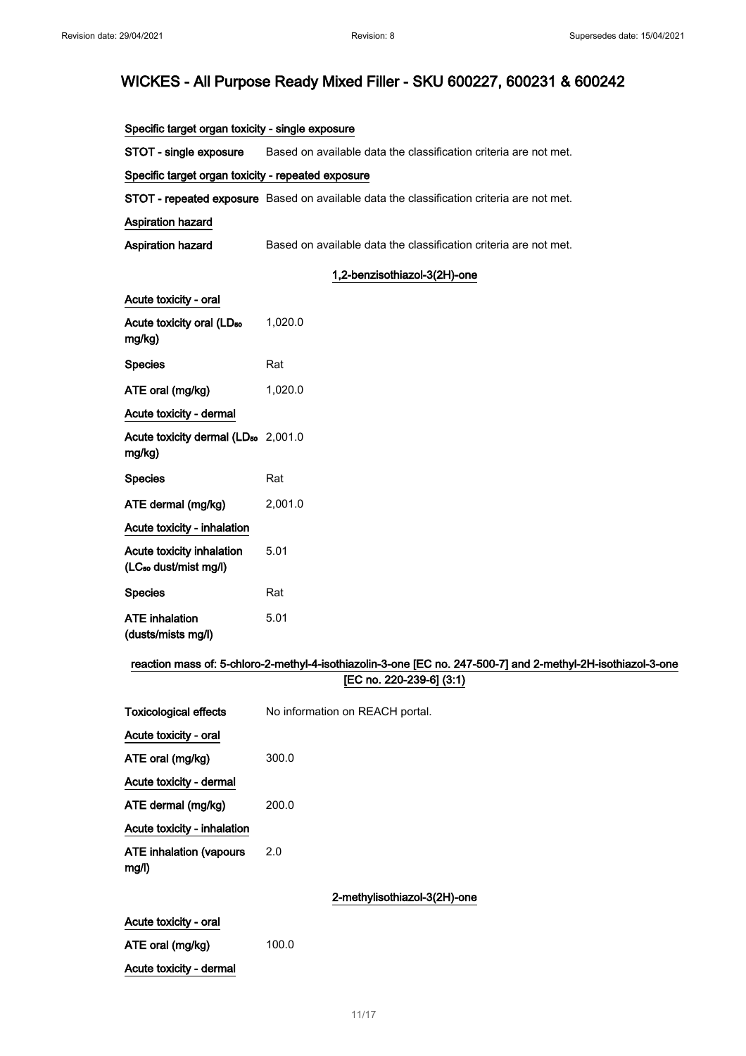**Specific target organ toxicity - single exposure**

**STOT - single exposure** Based on available data the classification criteria are not met.

**Specific target organ toxicity - repeated exposure**

**STOT - repeated exposure** Based on available data the classification criteria are not met.

**Aspiration hazard**

**Aspiration hazard** Based on available data the classification criteria are not met.

### 1,2-benzisothiazol-3(2H)-one

**Acute toxicity - oral**

| | |
|---|---|
| **Acute toxicity oral ($LD_{50}$ mg/kg)** | 1,020.0 |
| **Species** | Rat |
| **ATE oral (mg/kg)** | 1,020.0 |

**Acute toxicity - dermal**

| | |
|---|---|
| **Acute toxicity dermal ($LD_{50}$ mg/kg)** | 2,001.0 |
| **Species** | Rat |
| **ATE dermal (mg/kg)** | 2,001.0 |

**Acute toxicity - inhalation**

| | |
|---|---|
| **Acute toxicity inhalation ($LC_{50}$ dust/mist mg/l)** | 5.01 |
| **Species** | Rat |
| **ATE inhalation (dusts/mists mg/l)** | 5.01 |

### reaction mass of: 5-chloro-2-methyl-4-isothiazolin-3-one [EC no. 247-500-7] and 2-methyl-2H-isothiazol-3-one [EC no. 220-239-6] (3:1)

**Toxicological effects** No information on REACH portal.

**Acute toxicity - oral**

| | |
|---|---|
| **ATE oral (mg/kg)** | 300.0 |

**Acute toxicity - dermal**

| | |
|---|---|
| **ATE dermal (mg/kg)** | 200.0 |

**Acute toxicity - inhalation**

| | |
|---|---|
| **ATE inhalation (vapours mg/l)** | 2.0 |

### 2-methylisothiazol-3(2H)-one

**Acute toxicity - oral**

| | |
|---|---|
| **ATE oral (mg/kg)** | 100.0 |

**Acute toxicity - dermal**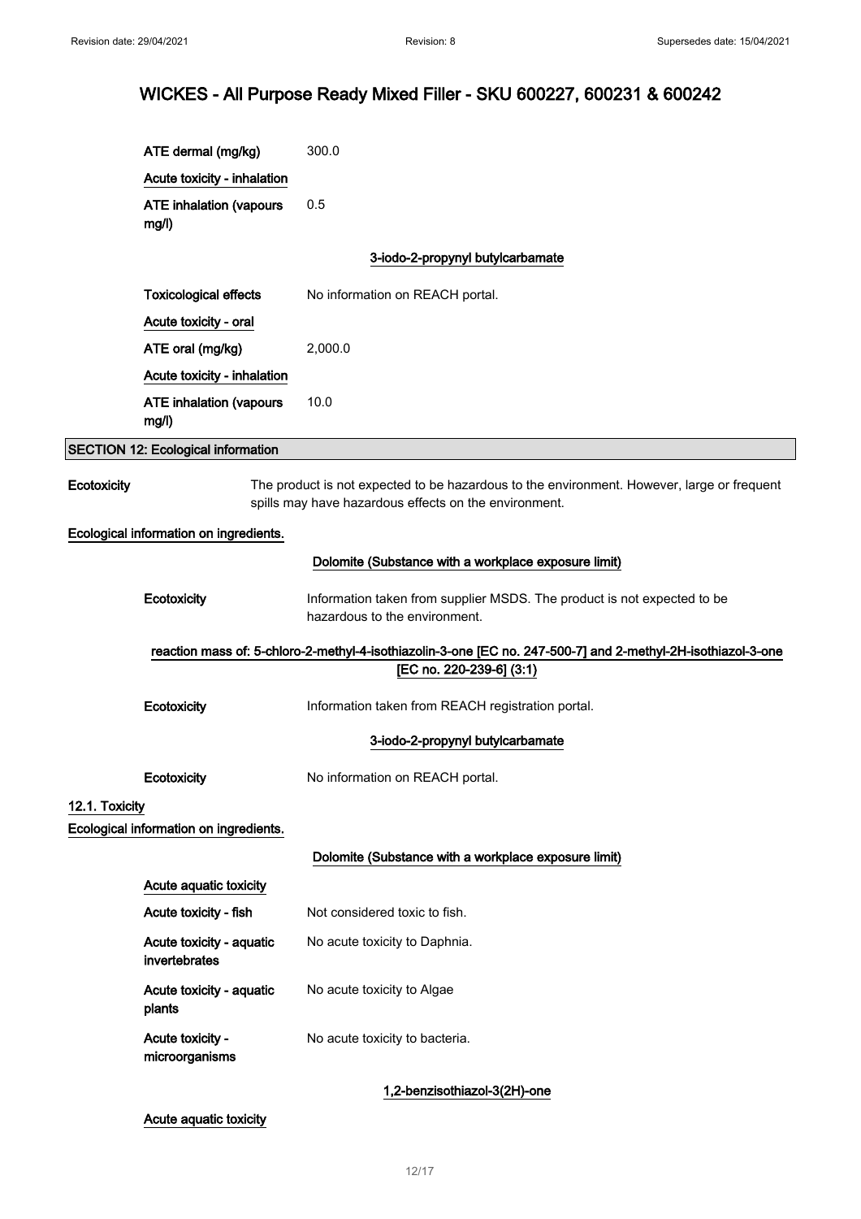| | |
|---|---|
| ATE dermal (mg/kg) | 300.0 |
| Acute toxicity - inhalation | |
| ATE inhalation (vapours mg/l) | 0.5 |

#### 3-iodo-2-propynyl butylcarbamate

| | |
|---|---|
| Toxicological effects | No information on REACH portal. |
| Acute toxicity - oral | |
| ATE oral (mg/kg) | 2,000.0 |
| Acute toxicity - inhalation | |
| ATE inhalation (vapours mg/l) | 10.0 |

## SECTION 12: Ecological information

**Ecotoxicity** The product is not expected to be hazardous to the environment. However, large or frequent spills may have hazardous effects on the environment.

**Ecological information on ingredients.**

#### Dolomite (Substance with a workplace exposure limit)

**Ecotoxicity** Information taken from supplier MSDS. The product is not expected to be hazardous to the environment.

#### reaction mass of: 5-chloro-2-methyl-4-isothiazolin-3-one [EC no. 247-500-7] and 2-methyl-2H-isothiazol-3-one [EC no. 220-239-6] (3:1)

**Ecotoxicity** Information taken from REACH registration portal.

#### 3-iodo-2-propynyl butylcarbamate

**Ecotoxicity** No information on REACH portal.

### 12.1. Toxicity

**Ecological information on ingredients.**

#### Dolomite (Substance with a workplace exposure limit)

| | |
|---|---|
| Acute aquatic toxicity | |
| Acute toxicity - fish | Not considered toxic to fish. |
| Acute toxicity - aquatic invertebrates | No acute toxicity to Daphnia. |
| Acute toxicity - aquatic plants | No acute toxicity to Algae |
| Acute toxicity - microorganisms | No acute toxicity to bacteria. |

#### 1,2-benzisothiazol-3(2H)-one

Acute aquatic toxicity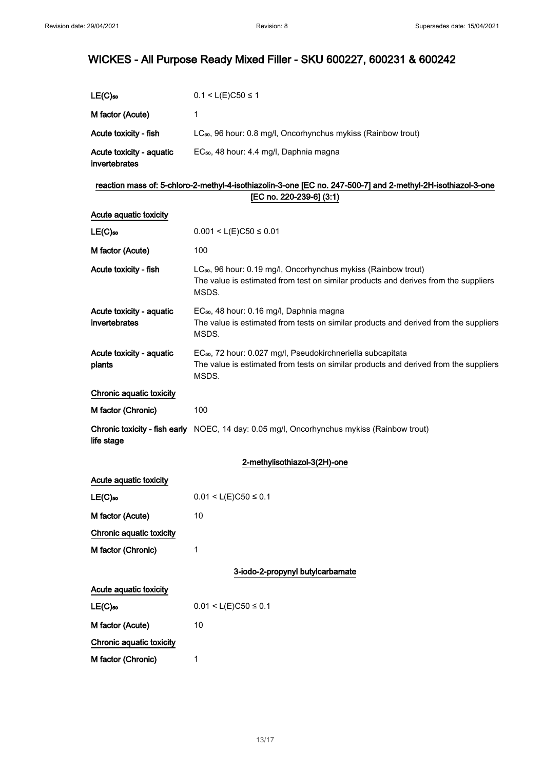# WICKES - All Purpose Ready Mixed Filler - SKU 600227, 600231 & 600242

| | |
|---|---|
| $LE(C)_{50}$ | $0.1 < L(E)C50 \leq 1$ |
| M factor (Acute) | 1 |
| Acute toxicity - fish | $LC_{50}$, 96 hour: 0.8 mg/l, Oncorhynchus mykiss (Rainbow trout) |
| Acute toxicity - aquatic invertebrates | $EC_{50}$, 48 hour: 4.4 mg/l, Daphnia magna |

**reaction mass of: 5-chloro-2-methyl-4-isothiazolin-3-one [EC no. 247-500-7] and 2-methyl-2H-isothiazol-3-one [EC no. 220-239-6] (3:1)**

**Acute aquatic toxicity**

| | |
|---|---|
| $LE(C)_{50}$ | $0.001 < L(E)C50 \leq 0.01$ |
| M factor (Acute) | 100 |
| Acute toxicity - fish | $LC_{50}$, 96 hour: 0.19 mg/l, Oncorhynchus mykiss (Rainbow trout) The value is estimated from test on similar products and derives from the suppliers MSDS. |
| Acute toxicity - aquatic invertebrates | $EC_{50}$, 48 hour: 0.16 mg/l, Daphnia magna The value is estimated from tests on similar products and derived from the suppliers MSDS. |
| Acute toxicity - aquatic plants | $EC_{50}$, 72 hour: 0.027 mg/l, Pseudokirchneriella subcapitata The value is estimated from tests on similar products and derived from the suppliers MSDS. |

**Chronic aquatic toxicity**

| | |
|---|---|
| M factor (Chronic) | 100 |
| Chronic toxicity - fish early life stage | NOEC, 14 day: 0.05 mg/l, Oncorhynchus mykiss (Rainbow trout) |

**2-methylisothiazol-3(2H)-one**

**Acute aquatic toxicity**

| | |
|---|---|
| $LE(C)_{50}$ | $0.01 < L(E)C50 \leq 0.1$ |
| M factor (Acute) | 10 |

**Chronic aquatic toxicity**

| | |
|---|---|
| M factor (Chronic) | 1 |

**3-iodo-2-propynyl butylcarbamate**

**Acute aquatic toxicity**

| | |
|---|---|
| $LE(C)_{50}$ | $0.01 < L(E)C50 \leq 0.1$ |
| M factor (Acute) | 10 |

**Chronic aquatic toxicity**

| | |
|---|---|
| M factor (Chronic) | 1 |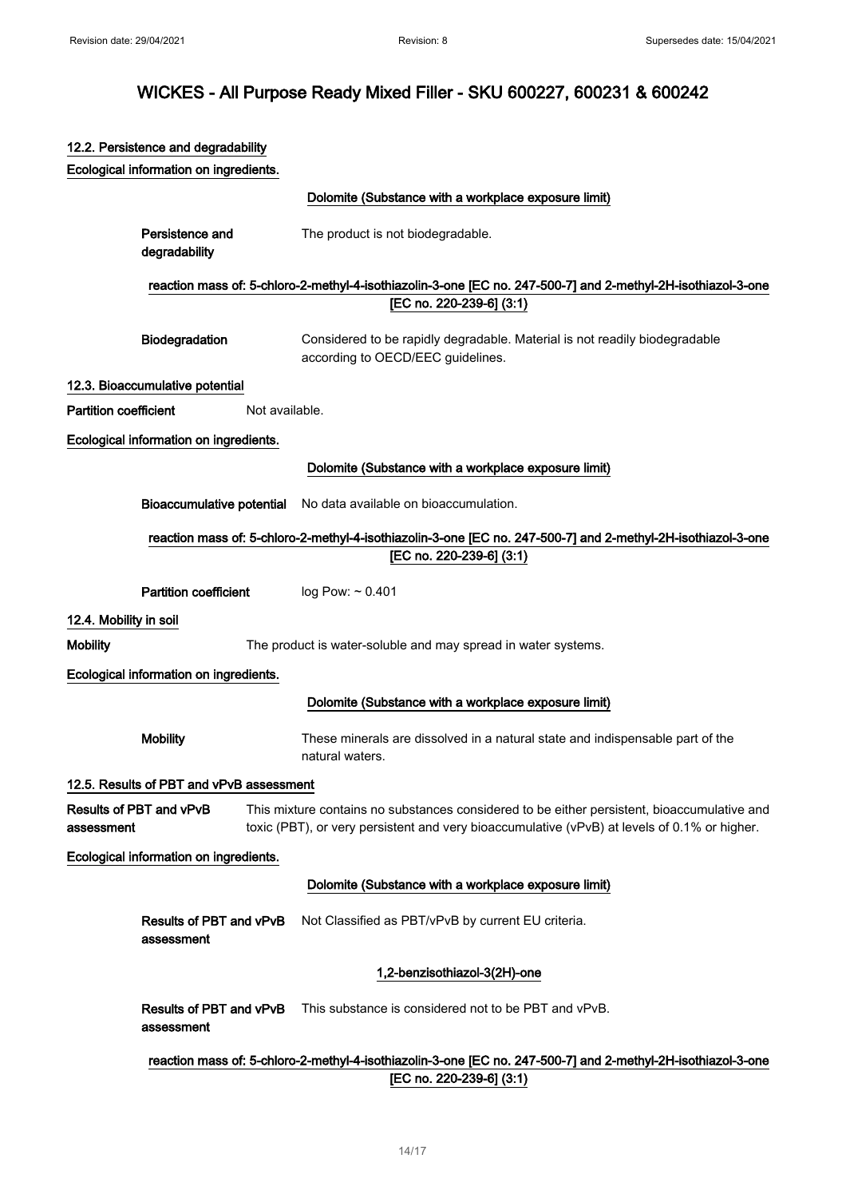### 12.2. Persistence and degradability

**Ecological information on ingredients.**

**Dolomite (Substance with a workplace exposure limit)**

**Persistence and degradability** The product is not biodegradable.

**reaction mass of: 5-chloro-2-methyl-4-isothiazolin-3-one [EC no. 247-500-7] and 2-methyl-2H-isothiazol-3-one [EC no. 220-239-6] (3:1)**

**Biodegradation** Considered to be rapidly degradable. Material is not readily biodegradable according to OECD/EEC guidelines.

### 12.3. Bioaccumulative potential

**Partition coefficient** Not available.

**Ecological information on ingredients.**

**Dolomite (Substance with a workplace exposure limit)**

**Bioaccumulative potential** No data available on bioaccumulation.

**reaction mass of: 5-chloro-2-methyl-4-isothiazolin-3-one [EC no. 247-500-7] and 2-methyl-2H-isothiazol-3-one [EC no. 220-239-6] (3:1)**

**Partition coefficient** log Pow: ~ 0.401

### 12.4. Mobility in soil

**Mobility** The product is water-soluble and may spread in water systems.

**Ecological information on ingredients.**

**Dolomite (Substance with a workplace exposure limit)**

**Mobility** These minerals are dissolved in a natural state and indispensable part of the natural waters.

### 12.5. Results of PBT and vPvB assessment

**Results of PBT and vPvB assessment** This mixture contains no substances considered to be either persistent, bioaccumulative and toxic (PBT), or very persistent and very bioaccumulative (vPvB) at levels of 0.1% or higher.

**Ecological information on ingredients.**

**Dolomite (Substance with a workplace exposure limit)**

**Results of PBT and vPvB assessment** Not Classified as PBT/vPvB by current EU criteria.

**1,2-benzisothiazol-3(2H)-one**

**Results of PBT and vPvB assessment** This substance is considered not to be PBT and vPvB.

**reaction mass of: 5-chloro-2-methyl-4-isothiazolin-3-one [EC no. 247-500-7] and 2-methyl-2H-isothiazol-3-one [EC no. 220-239-6] (3:1)**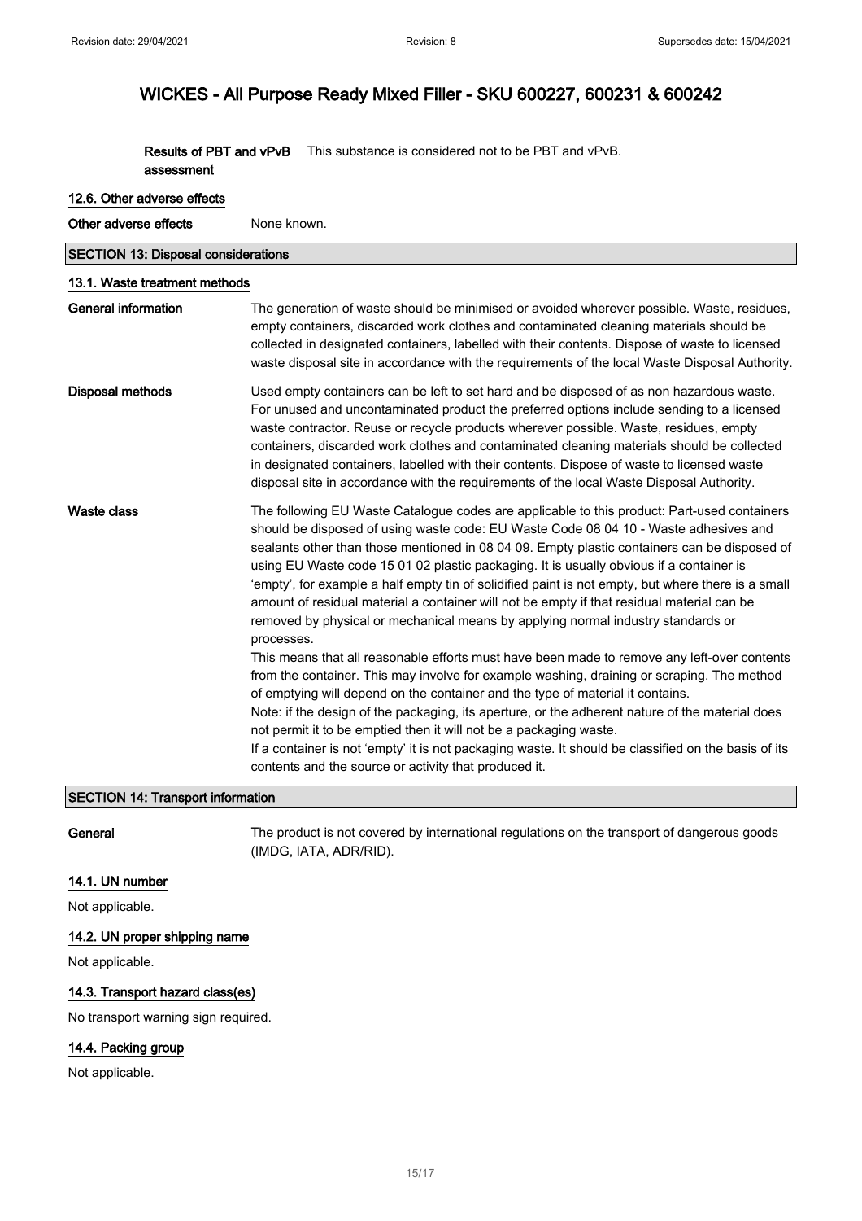**Results of PBT and vPvB assessment** This substance is considered not to be PBT and vPvB.

### 12.6. Other adverse effects

**Other adverse effects** None known.

## SECTION 13: Disposal considerations

### 13.1. Waste treatment methods

**General information** The generation of waste should be minimised or avoided wherever possible. Waste, residues, empty containers, discarded work clothes and contaminated cleaning materials should be collected in designated containers, labelled with their contents. Dispose of waste to licensed waste disposal site in accordance with the requirements of the local Waste Disposal Authority.

**Disposal methods** Used empty containers can be left to set hard and be disposed of as non hazardous waste. For unused and uncontaminated product the preferred options include sending to a licensed waste contractor. Reuse or recycle products wherever possible. Waste, residues, empty containers, discarded work clothes and contaminated cleaning materials should be collected in designated containers, labelled with their contents. Dispose of waste to licensed waste disposal site in accordance with the requirements of the local Waste Disposal Authority.

**Waste class** The following EU Waste Catalogue codes are applicable to this product: Part-used containers should be disposed of using waste code: EU Waste Code 08 04 10 - Waste adhesives and sealants other than those mentioned in 08 04 09. Empty plastic containers can be disposed of using EU Waste code 15 01 02 plastic packaging. It is usually obvious if a container is 'empty', for example a half empty tin of solidified paint is not empty, but where there is a small amount of residual material a container will not be empty if that residual material can be removed by physical or mechanical means by applying normal industry standards or processes.

This means that all reasonable efforts must have been made to remove any left-over contents from the container. This may involve for example washing, draining or scraping. The method of emptying will depend on the container and the type of material it contains.

Note: if the design of the packaging, its aperture, or the adherent nature of the material does not permit it to be emptied then it will not be a packaging waste.

If a container is not 'empty' it is not packaging waste. It should be classified on the basis of its contents and the source or activity that produced it.

## SECTION 14: Transport information

**General** The product is not covered by international regulations on the transport of dangerous goods (IMDG, IATA, ADR/RID).

### 14.1. UN number

Not applicable.

### 14.2. UN proper shipping name

Not applicable.

### 14.3. Transport hazard class(es)

No transport warning sign required.

### 14.4. Packing group

Not applicable.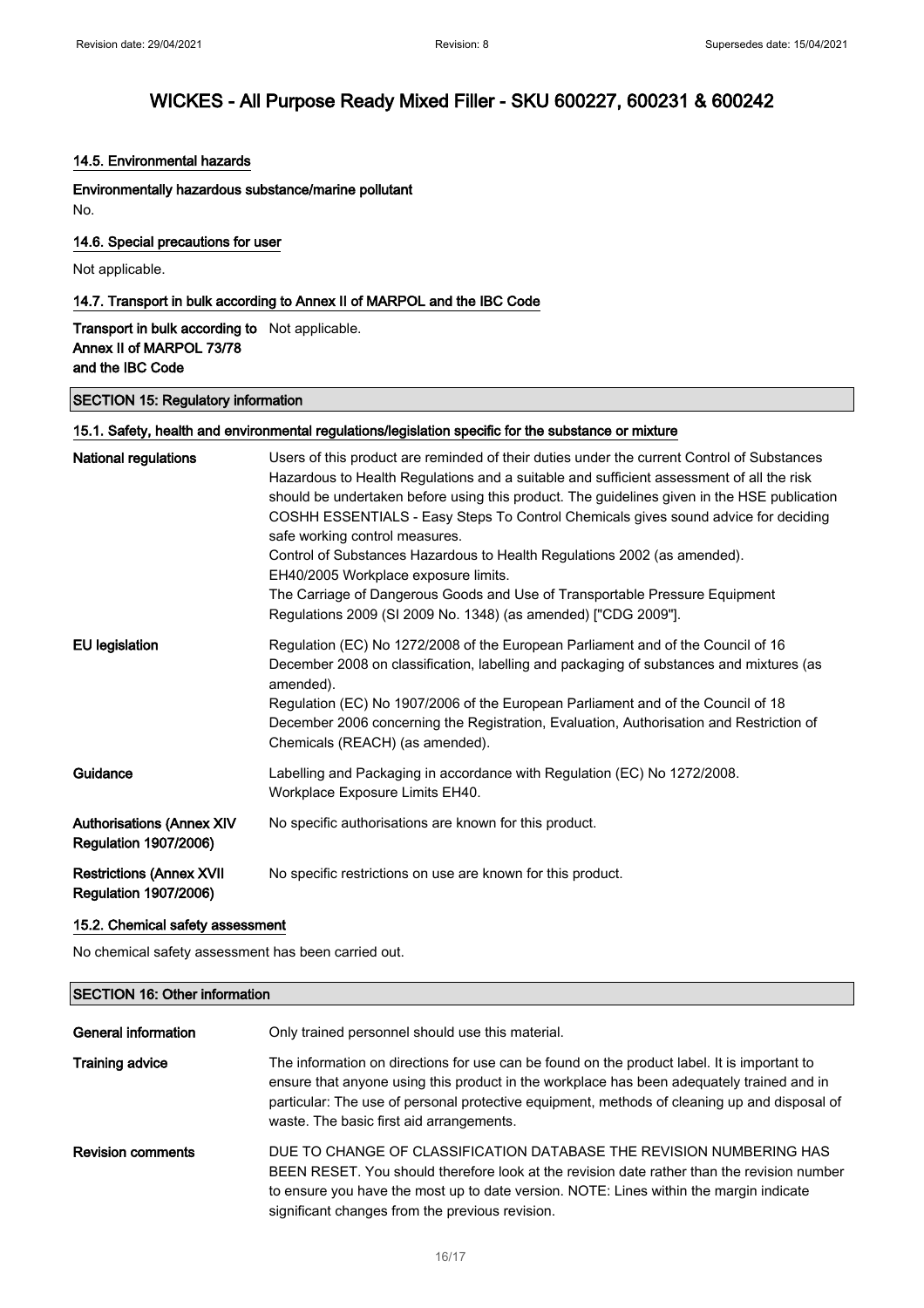### 14.5. Environmental hazards

**Environmentally hazardous substance/marine pollutant**

No.

### 14.6. Special precautions for user

Not applicable.

### 14.7. Transport in bulk according to Annex II of MARPOL and the IBC Code

| | |
|---|---|
| **Transport in bulk according to Annex II of MARPOL 73/78 and the IBC Code** | Not applicable. |

## SECTION 15: Regulatory information

### 15.1. Safety, health and environmental regulations/legislation specific for the substance or mixture

| | |
|---|---|
| **National regulations** | Users of this product are reminded of their duties under the current Control of Substances Hazardous to Health Regulations and a suitable and sufficient assessment of all the risk should be undertaken before using this product. The guidelines given in the HSE publication COSHH ESSENTIALS - Easy Steps To Control Chemicals gives sound advice for deciding safe working control measures.<br>Control of Substances Hazardous to Health Regulations 2002 (as amended).<br>EH40/2005 Workplace exposure limits.<br>The Carriage of Dangerous Goods and Use of Transportable Pressure Equipment Regulations 2009 (SI 2009 No. 1348) (as amended) ["CDG 2009"]. |
| **EU legislation** | Regulation (EC) No 1272/2008 of the European Parliament and of the Council of 16 December 2008 on classification, labelling and packaging of substances and mixtures (as amended).<br>Regulation (EC) No 1907/2006 of the European Parliament and of the Council of 18 December 2006 concerning the Registration, Evaluation, Authorisation and Restriction of Chemicals (REACH) (as amended). |
| **Guidance** | Labelling and Packaging in accordance with Regulation (EC) No 1272/2008.<br>Workplace Exposure Limits EH40. |
| **Authorisations (Annex XIV Regulation 1907/2006)** | No specific authorisations are known for this product. |
| **Restrictions (Annex XVII Regulation 1907/2006)** | No specific restrictions on use are known for this product. |

### 15.2. Chemical safety assessment

No chemical safety assessment has been carried out.

## SECTION 16: Other information

| | |
|---|---|
| **General information** | Only trained personnel should use this material. |
| **Training advice** | The information on directions for use can be found on the product label. It is important to ensure that anyone using this product in the workplace has been adequately trained and in particular: The use of personal protective equipment, methods of cleaning up and disposal of waste. The basic first aid arrangements. |
| **Revision comments** | DUE TO CHANGE OF CLASSIFICATION DATABASE THE REVISION NUMBERING HAS BEEN RESET. You should therefore look at the revision date rather than the revision number to ensure you have the most up to date version. NOTE: Lines within the margin indicate significant changes from the previous revision. |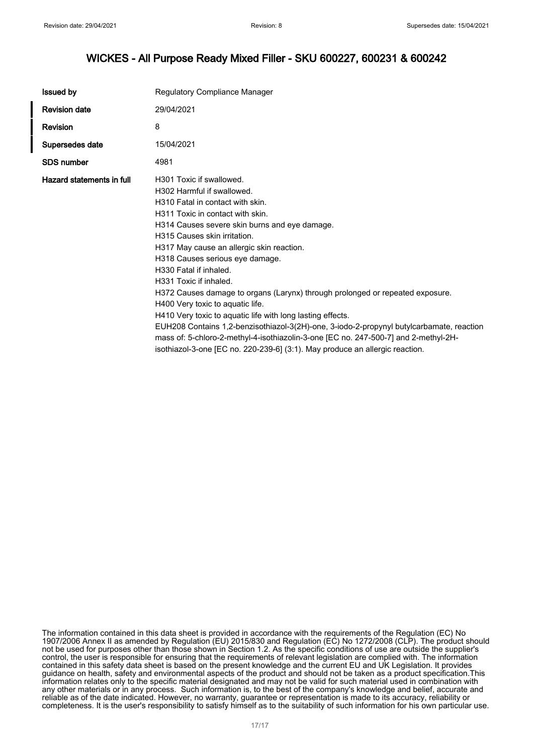# WICKES - All Purpose Ready Mixed Filler - SKU 600227, 600231 & 600242

| | |
|---|---|
| **Issued by** | Regulatory Compliance Manager |
| **Revision date** | 29/04/2021 |
| **Revision** | 8 |
| **Supersedes date** | 15/04/2021 |
| **SDS number** | 4981 |
| **Hazard statements in full** | H301 Toxic if swallowed.<br>H302 Harmful if swallowed.<br>H310 Fatal in contact with skin.<br>H311 Toxic in contact with skin.<br>H314 Causes severe skin burns and eye damage.<br>H315 Causes skin irritation.<br>H317 May cause an allergic skin reaction.<br>H318 Causes serious eye damage.<br>H330 Fatal if inhaled.<br>H331 Toxic if inhaled.<br>H372 Causes damage to organs (Larynx) through prolonged or repeated exposure.<br>H400 Very toxic to aquatic life.<br>H410 Very toxic to aquatic life with long lasting effects.<br>EUH208 Contains 1,2-benzisothiazol-3(2H)-one, 3-iodo-2-propynyl butylcarbamate, reaction mass of: 5-chloro-2-methyl-4-isothiazolin-3-one [EC no. 247-500-7] and 2-methyl-2H-isothiazol-3-one [EC no. 220-239-6] (3:1). May produce an allergic reaction. |

The information contained in this data sheet is provided in accordance with the requirements of the Regulation (EC) No 1907/2006 Annex II as amended by Regulation (EU) 2015/830 and Regulation (EC) No 1272/2008 (CLP). The product should not be used for purposes other than those shown in Section 1.2. As the specific conditions of use are outside the supplier's control, the user is responsible for ensuring that the requirements of relevant legislation are complied with. The information contained in this safety data sheet is based on the present knowledge and the current EU and UK Legislation. It provides guidance on health, safety and environmental aspects of the product and should not be taken as a product specification.This information relates only to the specific material designated and may not be valid for such material used in combination with any other materials or in any process. Such information is, to the best of the company's knowledge and belief, accurate and reliable as of the date indicated. However, no warranty, guarantee or representation is made to its accuracy, reliability or completeness. It is the user's responsibility to satisfy himself as to the suitability of such information for his own particular use.